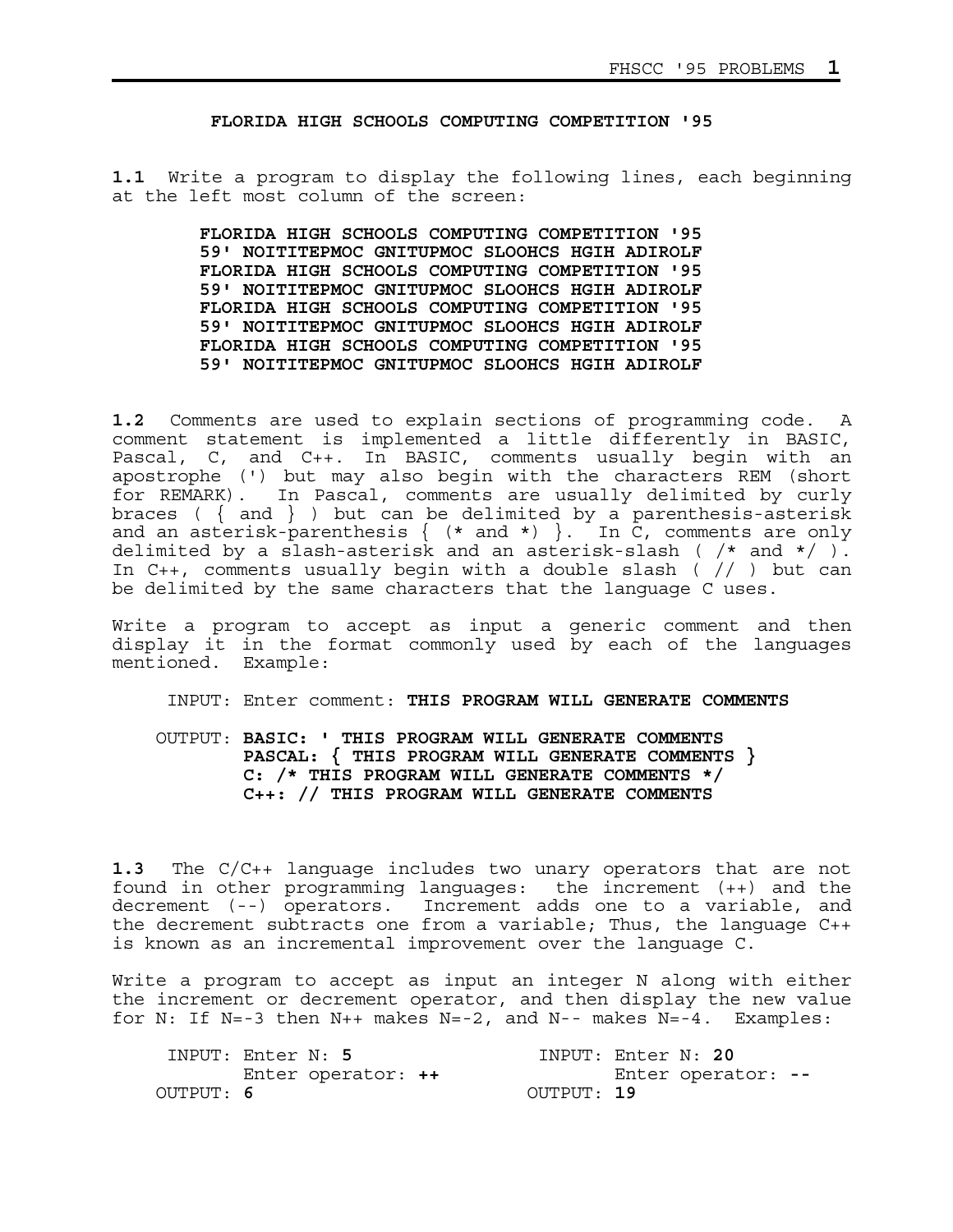**FLORIDA HIGH SCHOOLS COMPUTING COMPETITION '95**

**1.1** Write a program to display the following lines, each beginning at the left most column of the screen:

```
FLORIDA HIGH SCHOOLS COMPUTING COMPETITION '95
59' NOITITEPMOC GNITUPMOC SLOOHCS HGIH ADIROLF
FLORIDA HIGH SCHOOLS COMPUTING COMPETITION '95
59' NOITITEPMOC GNITUPMOC SLOOHCS HGIH ADIROLF
FLORIDA HIGH SCHOOLS COMPUTING COMPETITION '95
59' NOITITEPMOC GNITUPMOC SLOOHCS HGIH ADIROLF
FLORIDA HIGH SCHOOLS COMPUTING COMPETITION '95
59' NOITITEPMOC GNITUPMOC SLOOHCS HGIH ADIROLF
```

**1.2** Comments are used to explain sections of programming code. A comment statement is implemented a little differently in BASIC, Pascal, C, and C++. In BASIC, comments usually begin with an apostrophe (') but may also begin with the characters REM (short for REMARK). In Pascal, comments are usually delimited by curly braces ( { and } ) but can be delimited by a parenthesis-asterisk and an asterisk-parenthesis { (* and *) }. In C, comments are only delimited by a slash-asterisk and an asterisk-slash ( /* and */ ). In C++, comments usually begin with a double slash ( // ) but can be delimited by the same characters that the language C uses.

Write a program to accept as input a generic comment and then display it in the format commonly used by each of the languages mentioned. Example:

```
 INPUT: Enter comment: THIS PROGRAM WILL GENERATE COMMENTS

OUTPUT: BASIC: ' THIS PROGRAM WILL GENERATE COMMENTS
        PASCAL: { THIS PROGRAM WILL GENERATE COMMENTS }
        C: /* THIS PROGRAM WILL GENERATE COMMENTS */
        C++: // THIS PROGRAM WILL GENERATE COMMENTS
```

**1.3** The C/C++ language includes two unary operators that are not found in other programming languages: the increment (++) and the decrement (--) operators. Increment adds one to a variable, and the decrement subtracts one from a variable; Thus, the language C++ is known as an incremental improvement over the language C.

Write a program to accept as input an integer N along with either the increment or decrement operator, and then display the new value for N: If N=-3 then N++ makes N=-2, and N-- makes N=-4. Examples:

```
 INPUT: Enter N: 5                 INPUT: Enter N: 20
        Enter operator: ++                Enter operator: --
OUTPUT: 6                         OUTPUT: 19
```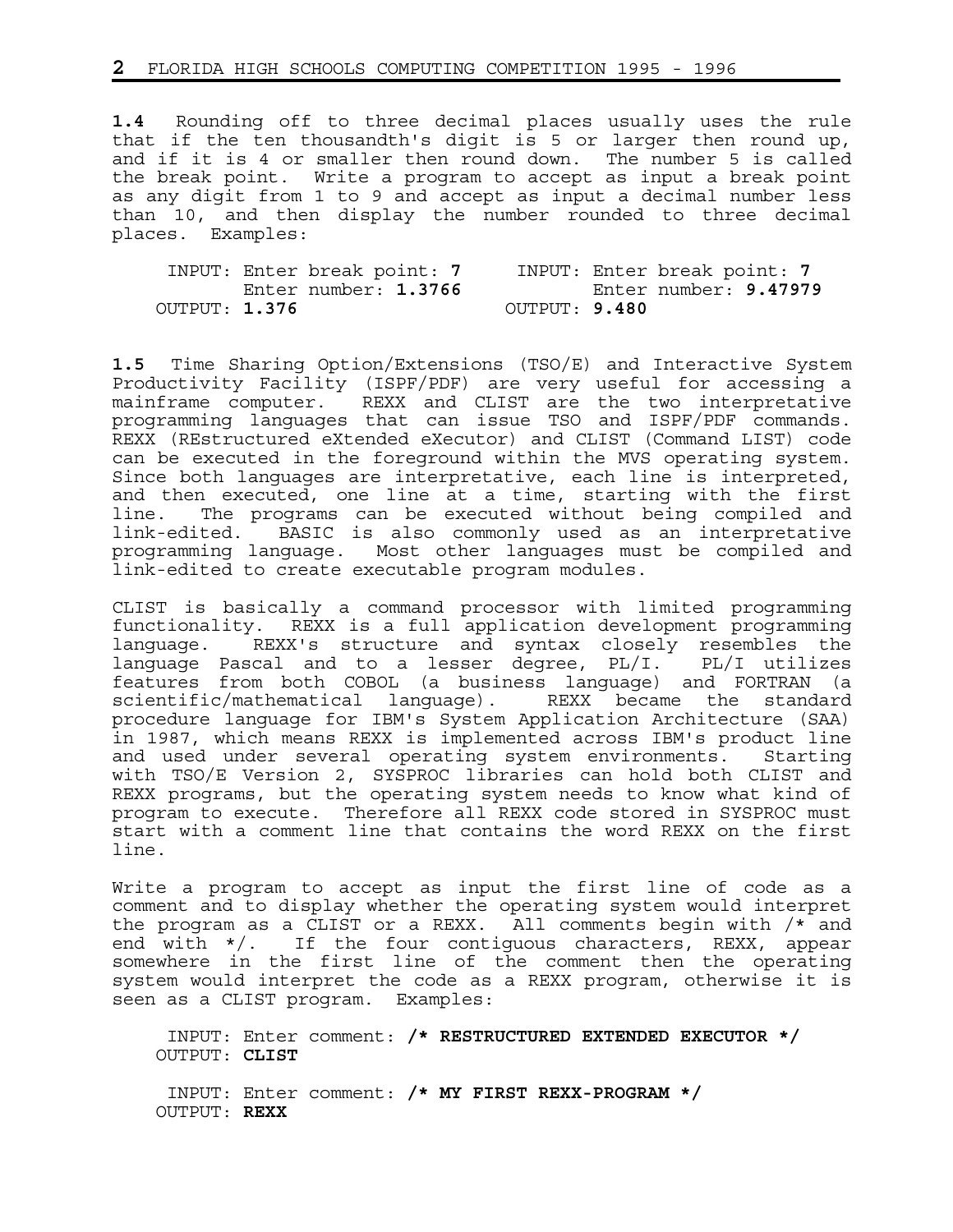**1.4** Rounding off to three decimal places usually uses the rule that if the ten thousandth's digit is 5 or larger then round up, and if it is 4 or smaller then round down. The number 5 is called the break point. Write a program to accept as input a break point as any digit from 1 to 9 and accept as input a decimal number less than 10, and then display the number rounded to three decimal places. Examples:

```
 INPUT: Enter break point: 7      INPUT: Enter break point: 7
        Enter number: 1.3766             Enter number: 9.47979
OUTPUT: 1.376                    OUTPUT: 9.480
```

**1.5** Time Sharing Option/Extensions (TSO/E) and Interactive System Productivity Facility (ISPF/PDF) are very useful for accessing a mainframe computer. REXX and CLIST are the two interpretative programming languages that can issue TSO and ISPF/PDF commands. REXX (REstructured eXtended eXecutor) and CLIST (Command LIST) code can be executed in the foreground within the MVS operating system. Since both languages are interpretative, each line is interpreted, and then executed, one line at a time, starting with the first line. The programs can be executed without being compiled and link-edited. BASIC is also commonly used as an interpretative programming language. Most other languages must be compiled and link-edited to create executable program modules.

CLIST is basically a command processor with limited programming functionality. REXX is a full application development programming language. REXX's structure and syntax closely resembles the language Pascal and to a lesser degree, PL/I. PL/I utilizes features from both COBOL (a business language) and FORTRAN (a scientific/mathematical language). REXX became the standard procedure language for IBM's System Application Architecture (SAA) in 1987, which means REXX is implemented across IBM's product line and used under several operating system environments. Starting with TSO/E Version 2, SYSPROC libraries can hold both CLIST and REXX programs, but the operating system needs to know what kind of program to execute. Therefore all REXX code stored in SYSPROC must start with a comment line that contains the word REXX on the first line.

Write a program to accept as input the first line of code as a comment and to display whether the operating system would interpret the program as a CLIST or a REXX. All comments begin with /* and end with */. If the four contiguous characters, REXX, appear somewhere in the first line of the comment then the operating system would interpret the code as a REXX program, otherwise it is seen as a CLIST program. Examples:

```
 INPUT: Enter comment: /* RESTRUCTURED EXTENDED EXECUTOR */
OUTPUT: CLIST

 INPUT: Enter comment: /* MY FIRST REXX-PROGRAM */
OUTPUT: REXX
```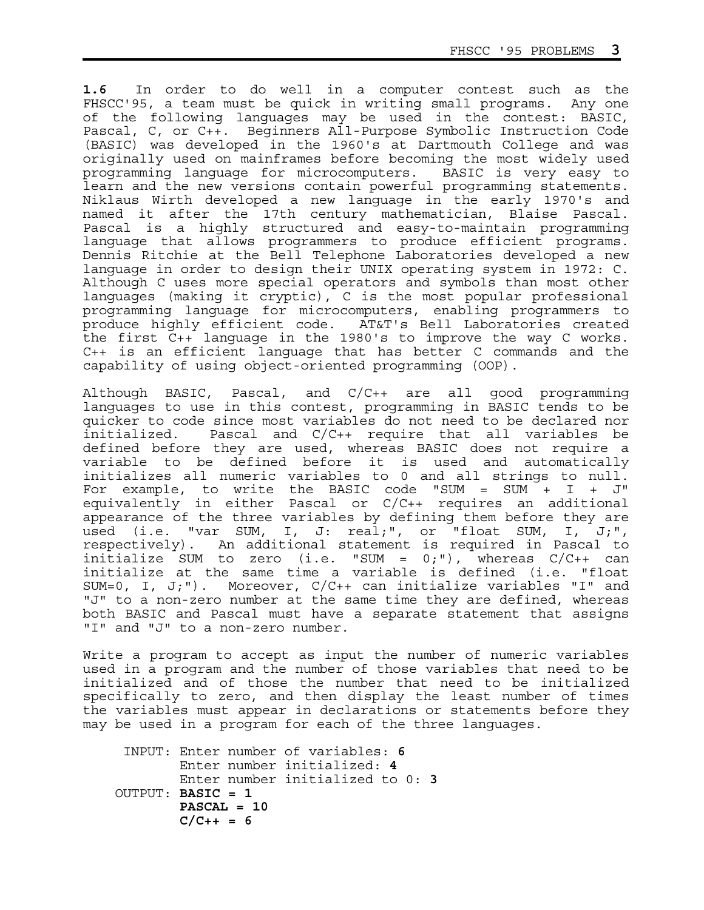**1.6** In order to do well in a computer contest such as the FHSCC'95, a team must be quick in writing small programs. Any one of the following languages may be used in the contest: BASIC, Pascal, C, or C++. Beginners All-Purpose Symbolic Instruction Code (BASIC) was developed in the 1960's at Dartmouth College and was originally used on mainframes before becoming the most widely used programming language for microcomputers. BASIC is very easy to learn and the new versions contain powerful programming statements. Niklaus Wirth developed a new language in the early 1970's and named it after the 17th century mathematician, Blaise Pascal. Pascal is a highly structured and easy-to-maintain programming language that allows programmers to produce efficient programs. Dennis Ritchie at the Bell Telephone Laboratories developed a new language in order to design their UNIX operating system in 1972: C. Although C uses more special operators and symbols than most other languages (making it cryptic), C is the most popular professional programming language for microcomputers, enabling programmers to produce highly efficient code. AT&T's Bell Laboratories created the first C++ language in the 1980's to improve the way C works. C++ is an efficient language that has better C commands and the capability of using object-oriented programming (OOP).

Although BASIC, Pascal, and C/C++ are all good programming languages to use in this contest, programming in BASIC tends to be quicker to code since most variables do not need to be declared nor initialized. Pascal and C/C++ require that all variables be defined before they are used, whereas BASIC does not require a variable to be defined before it is used and automatically initializes all numeric variables to 0 and all strings to null. For example, to write the BASIC code "SUM = SUM + I + J" equivalently in either Pascal or C/C++ requires an additional appearance of the three variables by defining them before they are used (i.e. "var SUM, I, J: real;", or "float SUM, I, J;", respectively). An additional statement is required in Pascal to initialize SUM to zero (i.e. "SUM = 0;"), whereas C/C++ can initialize at the same time a variable is defined (i.e. "float SUM=0, I, J;"). Moreover, C/C++ can initialize variables "I" and "J" to a non-zero number at the same time they are defined, whereas both BASIC and Pascal must have a separate statement that assigns "I" and "J" to a non-zero number.

Write a program to accept as input the number of numeric variables used in a program and the number of those variables that need to be initialized and of those the number that need to be initialized specifically to zero, and then display the least number of times the variables must appear in declarations or statements before they may be used in a program for each of the three languages.

```
 INPUT: Enter number of variables: 6
        Enter number initialized: 4
        Enter number initialized to 0: 3
OUTPUT: BASIC = 1
        PASCAL = 10
        C/C++ = 6
```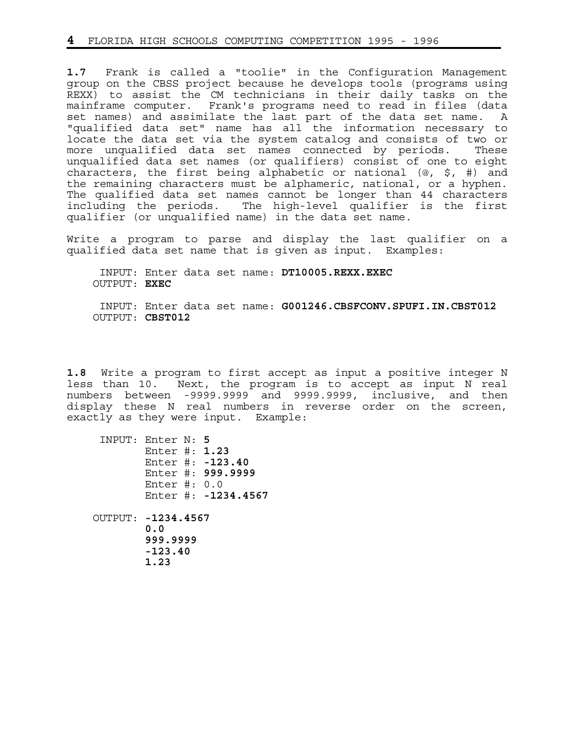**1.7** Frank is called a "toolie" in the Configuration Management group on the CBSS project because he develops tools (programs using REXX) to assist the CM technicians in their daily tasks on the mainframe computer. Frank's programs need to read in files (data set names) and assimilate the last part of the data set name. A "qualified data set" name has all the information necessary to locate the data set via the system catalog and consists of two or more unqualified data set names connected by periods. These unqualified data set names (or qualifiers) consist of one to eight characters, the first being alphabetic or national (@, $, #) and the remaining characters must be alphameric, national, or a hyphen. The qualified data set names cannot be longer than 44 characters including the periods. The high-level qualifier is the first qualifier (or unqualified name) in the data set name.

Write a program to parse and display the last qualifier on a qualified data set name that is given as input. Examples:

```
 INPUT: Enter data set name: DT10005.REXX.EXEC
OUTPUT: EXEC

 INPUT: Enter data set name: G001246.CBSFCONV.SPUFI.IN.CBST012
OUTPUT: CBST012
```

**1.8** Write a program to first accept as input a positive integer N less than 10. Next, the program is to accept as input N real numbers between -9999.9999 and 9999.9999, inclusive, and then display these N real numbers in reverse order on the screen, exactly as they were input. Example:

```
 INPUT: Enter N: 5
        Enter #: 1.23
        Enter #: -123.40
        Enter #: 999.9999
        Enter #: 0.0
        Enter #: -1234.4567

OUTPUT: -1234.4567
        0.0
        999.9999
        -123.40
        1.23
```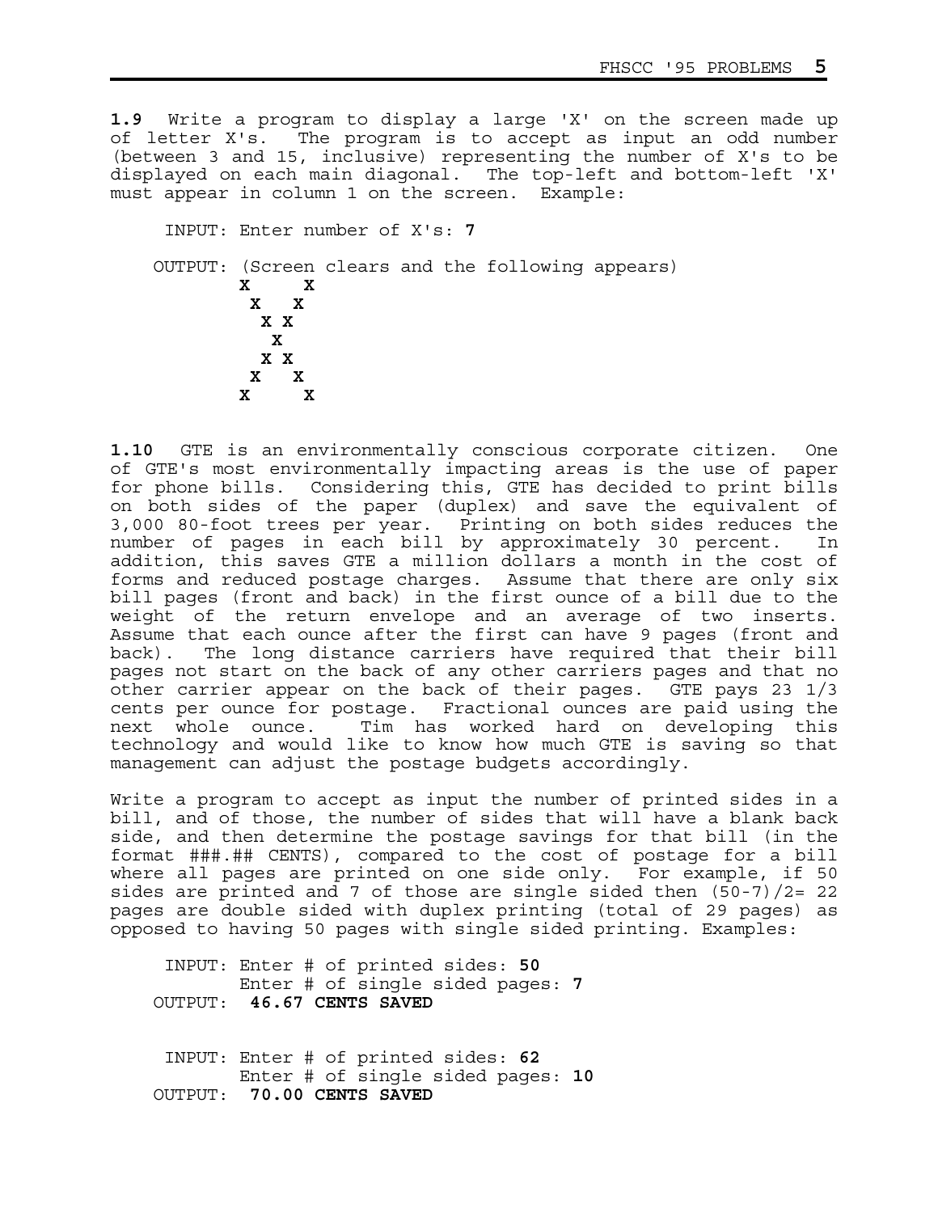**1.9** Write a program to display a large 'X' on the screen made up of letter X's. The program is to accept as input an odd number (between 3 and 15, inclusive) representing the number of X's to be displayed on each main diagonal. The top-left and bottom-left 'X' must appear in column 1 on the screen. Example:

```
 INPUT: Enter number of X's: 7

OUTPUT: (Screen clears and the following appears)
        X     X
         X   X
          X X
           X
          X X
         X   X
        X     X
```

**1.10** GTE is an environmentally conscious corporate citizen. One of GTE's most environmentally impacting areas is the use of paper for phone bills. Considering this, GTE has decided to print bills on both sides of the paper (duplex) and save the equivalent of 3,000 80-foot trees per year. Printing on both sides reduces the number of pages in each bill by approximately 30 percent. In addition, this saves GTE a million dollars a month in the cost of forms and reduced postage charges. Assume that there are only six bill pages (front and back) in the first ounce of a bill due to the weight of the return envelope and an average of two inserts. Assume that each ounce after the first can have 9 pages (front and back). The long distance carriers have required that their bill pages not start on the back of any other carriers pages and that no other carrier appear on the back of their pages. GTE pays 23 1/3 cents per ounce for postage. Fractional ounces are paid using the next whole ounce. Tim has worked hard on developing this technology and would like to know how much GTE is saving so that management can adjust the postage budgets accordingly.

Write a program to accept as input the number of printed sides in a bill, and of those, the number of sides that will have a blank back side, and then determine the postage savings for that bill (in the format ###.## CENTS), compared to the cost of postage for a bill where all pages are printed on one side only. For example, if 50 sides are printed and 7 of those are single sided then (50-7)/2= 22 pages are double sided with duplex printing (total of 29 pages) as opposed to having 50 pages with single sided printing. Examples:

```
 INPUT: Enter # of printed sides: 50
        Enter # of single sided pages: 7
OUTPUT: 46.67 CENTS SAVED


 INPUT: Enter # of printed sides: 62
        Enter # of single sided pages: 10
OUTPUT: 70.00 CENTS SAVED
```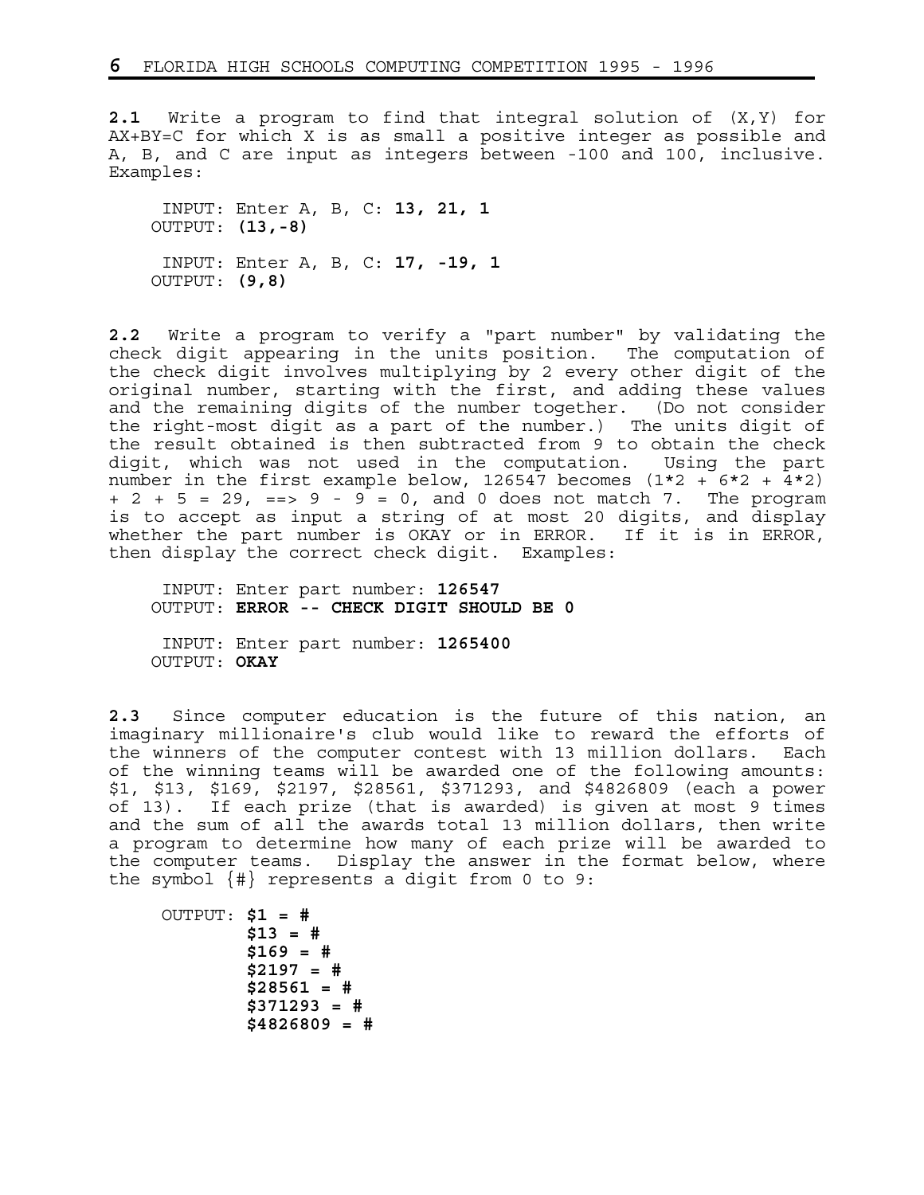**2.1** Write a program to find that integral solution of (X,Y) for AX+BY=C for which X is as small a positive integer as possible and A, B, and C are input as integers between -100 and 100, inclusive. Examples:

```
 INPUT: Enter A, B, C: 13, 21, 1
OUTPUT: (13,-8)

 INPUT: Enter A, B, C: 17, -19, 1
OUTPUT: (9,8)
```

**2.2** Write a program to verify a "part number" by validating the check digit appearing in the units position. The computation of the check digit involves multiplying by 2 every other digit of the original number, starting with the first, and adding these values and the remaining digits of the number together. (Do not consider the right-most digit as a part of the number.) The units digit of the result obtained is then subtracted from 9 to obtain the check digit, which was not used in the computation. Using the part number in the first example below, 126547 becomes (1\*2 + 6\*2 + 4\*2) + 2 + 5 = 29, ==> 9 - 9 = 0, and 0 does not match 7. The program is to accept as input a string of at most 20 digits, and display whether the part number is OKAY or in ERROR. If it is in ERROR, then display the correct check digit. Examples:

```
 INPUT: Enter part number: 126547
OUTPUT: ERROR -- CHECK DIGIT SHOULD BE 0

 INPUT: Enter part number: 1265400
OUTPUT: OKAY
```

**2.3** Since computer education is the future of this nation, an imaginary millionaire's club would like to reward the efforts of the winners of the computer contest with 13 million dollars. Each of the winning teams will be awarded one of the following amounts: \$1, \$13, \$169, \$2197, \$28561, \$371293, and \$4826809 (each a power of 13). If each prize (that is awarded) is given at most 9 times and the sum of all the awards total 13 million dollars, then write a program to determine how many of each prize will be awarded to the computer teams. Display the answer in the format below, where the symbol {#} represents a digit from 0 to 9:

```
OUTPUT: $1 = #
        $13 = #
        $169 = #
        $2197 = #
        $28561 = #
        $371293 = #
        $4826809 = #
```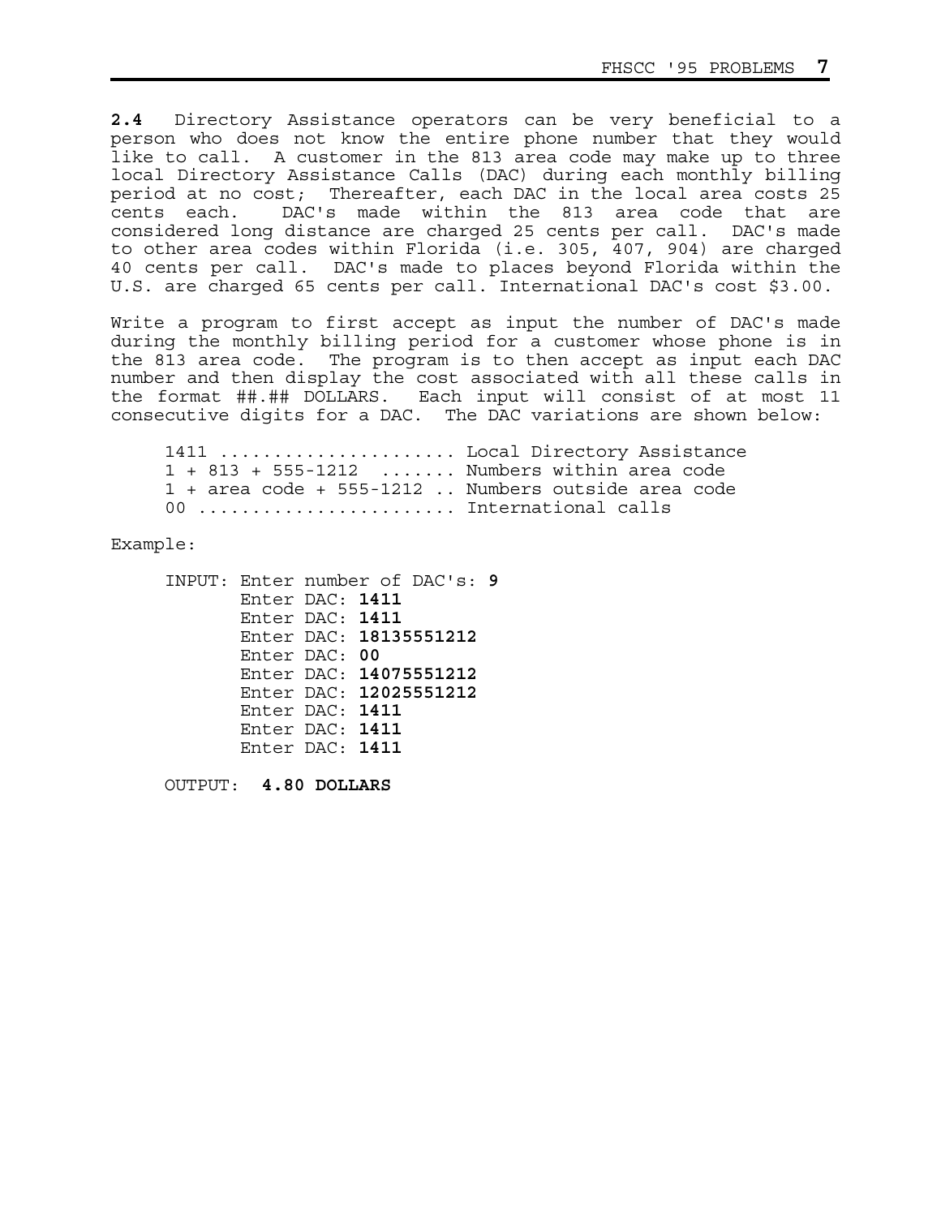**2.4** Directory Assistance operators can be very beneficial to a person who does not know the entire phone number that they would like to call. A customer in the 813 area code may make up to three local Directory Assistance Calls (DAC) during each monthly billing period at no cost; Thereafter, each DAC in the local area costs 25 cents each. DAC's made within the 813 area code that are considered long distance are charged 25 cents per call. DAC's made to other area codes within Florida (i.e. 305, 407, 904) are charged 40 cents per call. DAC's made to places beyond Florida within the U.S. are charged 65 cents per call. International DAC's cost $3.00.

Write a program to first accept as input the number of DAC's made during the monthly billing period for a customer whose phone is in the 813 area code. The program is to then accept as input each DAC number and then display the cost associated with all these calls in the format ##.## DOLLARS. Each input will consist of at most 11 consecutive digits for a DAC. The DAC variations are shown below:

```
1411 ..................... Local Directory Assistance
1 + 813 + 555-1212  ....... Numbers within area code
1 + area code + 555-1212 .. Numbers outside area code
00 ....................... International calls
```

Example:

```
INPUT: Enter number of DAC's: 9
       Enter DAC: 1411
       Enter DAC: 1411
       Enter DAC: 18135551212
       Enter DAC: 00
       Enter DAC: 14075551212
       Enter DAC: 12025551212
       Enter DAC: 1411
       Enter DAC: 1411
       Enter DAC: 1411

OUTPUT:  4.80 DOLLARS
```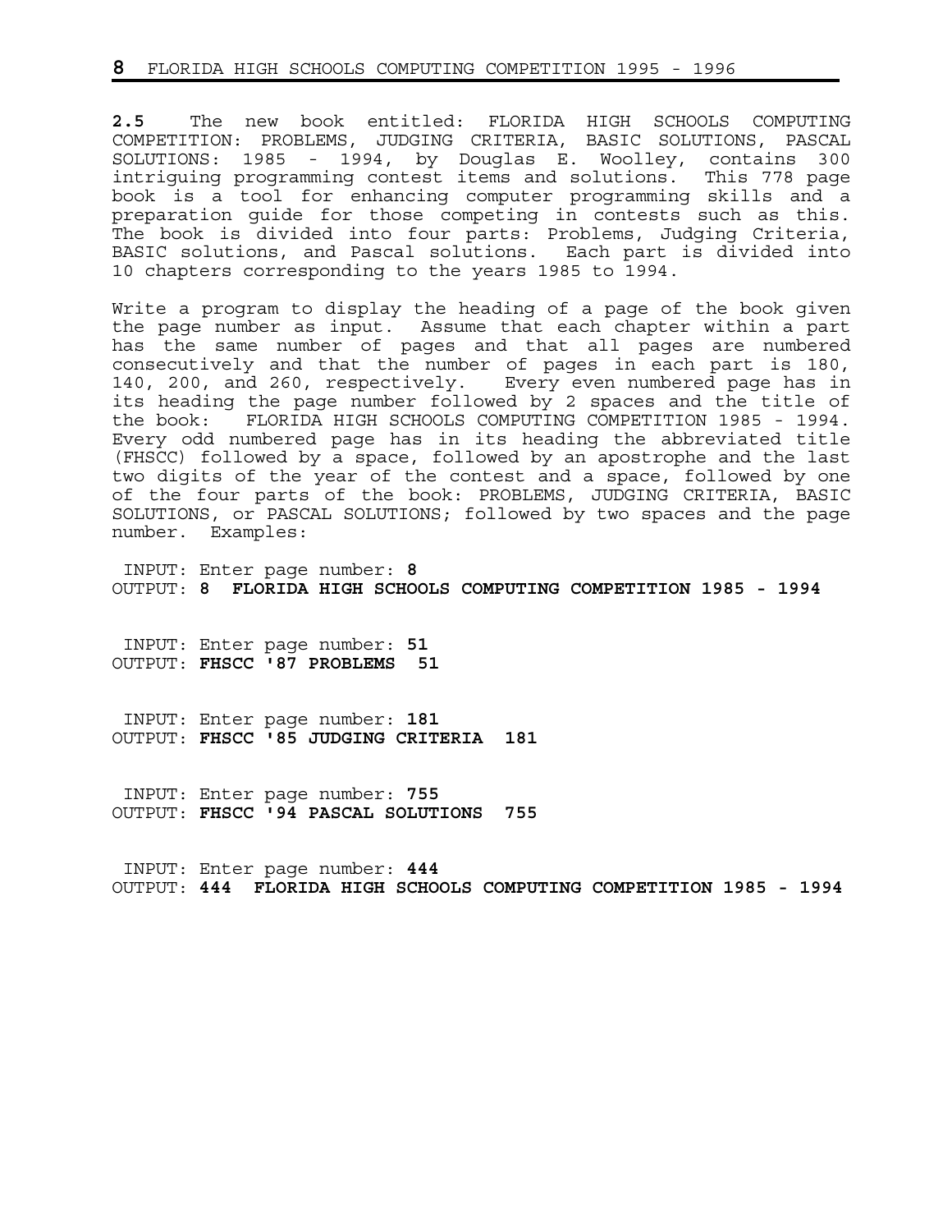**2.5** The new book entitled: FLORIDA HIGH SCHOOLS COMPUTING COMPETITION: PROBLEMS, JUDGING CRITERIA, BASIC SOLUTIONS, PASCAL SOLUTIONS: 1985 - 1994, by Douglas E. Woolley, contains 300 intriguing programming contest items and solutions. This 778 page book is a tool for enhancing computer programming skills and a preparation guide for those competing in contests such as this. The book is divided into four parts: Problems, Judging Criteria, BASIC solutions, and Pascal solutions. Each part is divided into 10 chapters corresponding to the years 1985 to 1994.

Write a program to display the heading of a page of the book given the page number as input. Assume that each chapter within a part has the same number of pages and that all pages are numbered consecutively and that the number of pages in each part is 180, 140, 200, and 260, respectively. Every even numbered page has in its heading the page number followed by 2 spaces and the title of the book: FLORIDA HIGH SCHOOLS COMPUTING COMPETITION 1985 - 1994. Every odd numbered page has in its heading the abbreviated title (FHSCC) followed by a space, followed by an apostrophe and the last two digits of the year of the contest and a space, followed by one of the four parts of the book: PROBLEMS, JUDGING CRITERIA, BASIC SOLUTIONS, or PASCAL SOLUTIONS; followed by two spaces and the page number. Examples:

```
 INPUT: Enter page number: 8
OUTPUT: 8  FLORIDA HIGH SCHOOLS COMPUTING COMPETITION 1985 - 1994


 INPUT: Enter page number: 51
OUTPUT: FHSCC '87 PROBLEMS  51


 INPUT: Enter page number: 181
OUTPUT: FHSCC '85 JUDGING CRITERIA  181


 INPUT: Enter page number: 755
OUTPUT: FHSCC '94 PASCAL SOLUTIONS  755


 INPUT: Enter page number: 444
OUTPUT: 444  FLORIDA HIGH SCHOOLS COMPUTING COMPETITION 1985 - 1994
```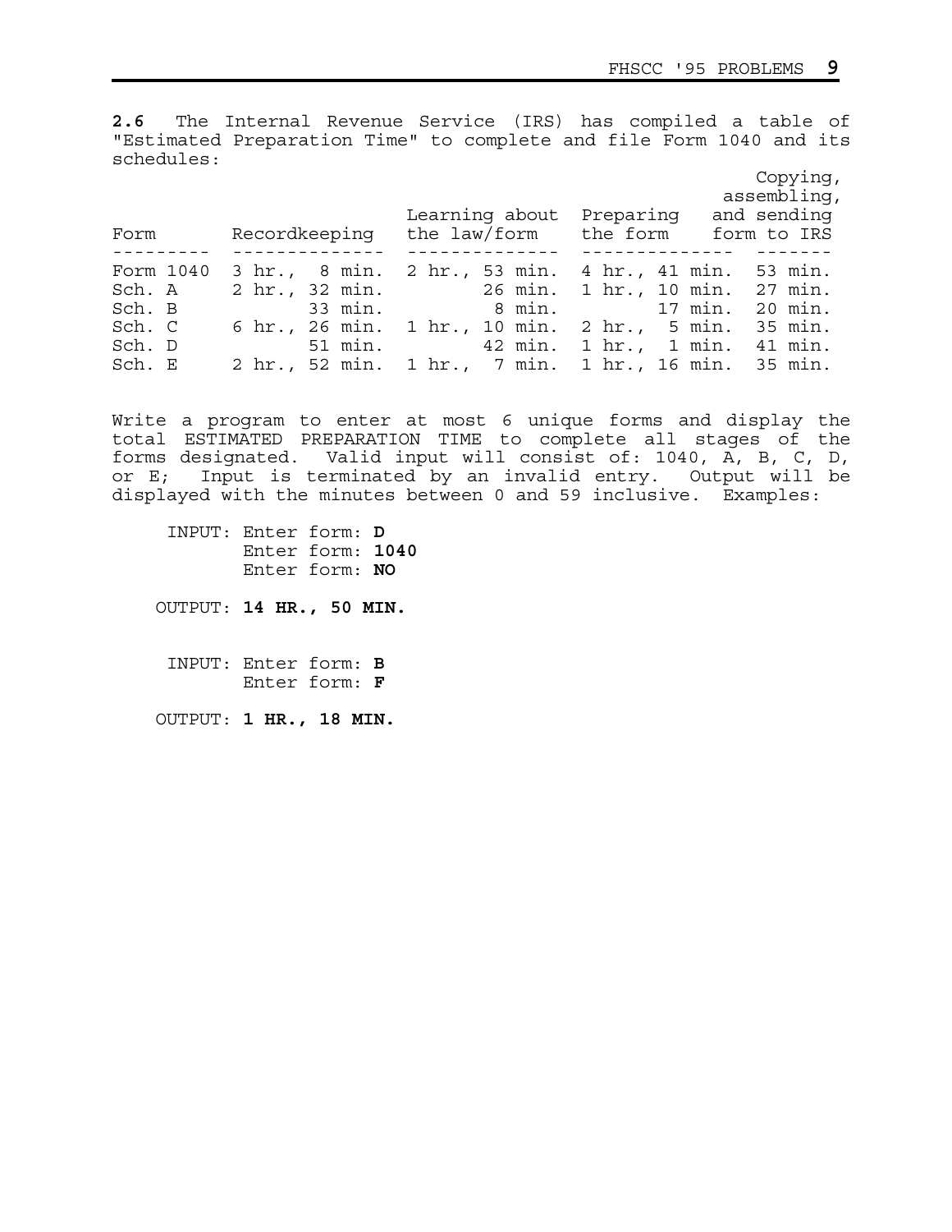**2.6** The Internal Revenue Service (IRS) has compiled a table of "Estimated Preparation Time" to complete and file Form 1040 and its schedules:

| Form | Recordkeeping | Learning about the law/form | Preparing the form | Copying, assembling, and sending form to IRS |
|---|---|---|---|---|
| Form 1040 | 3 hr., 8 min. | 2 hr., 53 min. | 4 hr., 41 min. | 53 min. |
| Sch. A | 2 hr., 32 min. | 26 min. | 1 hr., 10 min. | 27 min. |
| Sch. B | 33 min. | 8 min. | 17 min. | 20 min. |
| Sch. C | 6 hr., 26 min. | 1 hr., 10 min. | 2 hr., 5 min. | 35 min. |
| Sch. D | 51 min. | 42 min. | 1 hr., 1 min. | 41 min. |
| Sch. E | 2 hr., 52 min. | 1 hr., 7 min. | 1 hr., 16 min. | 35 min. |

Write a program to enter at most 6 unique forms and display the total ESTIMATED PREPARATION TIME to complete all stages of the forms designated. Valid input will consist of: 1040, A, B, C, D, or E; Input is terminated by an invalid entry. Output will be displayed with the minutes between 0 and 59 inclusive. Examples:

```
 INPUT: Enter form: D
        Enter form: 1040
        Enter form: NO

OUTPUT: 14 HR., 50 MIN.


 INPUT: Enter form: B
        Enter form: F

OUTPUT: 1 HR., 18 MIN.
```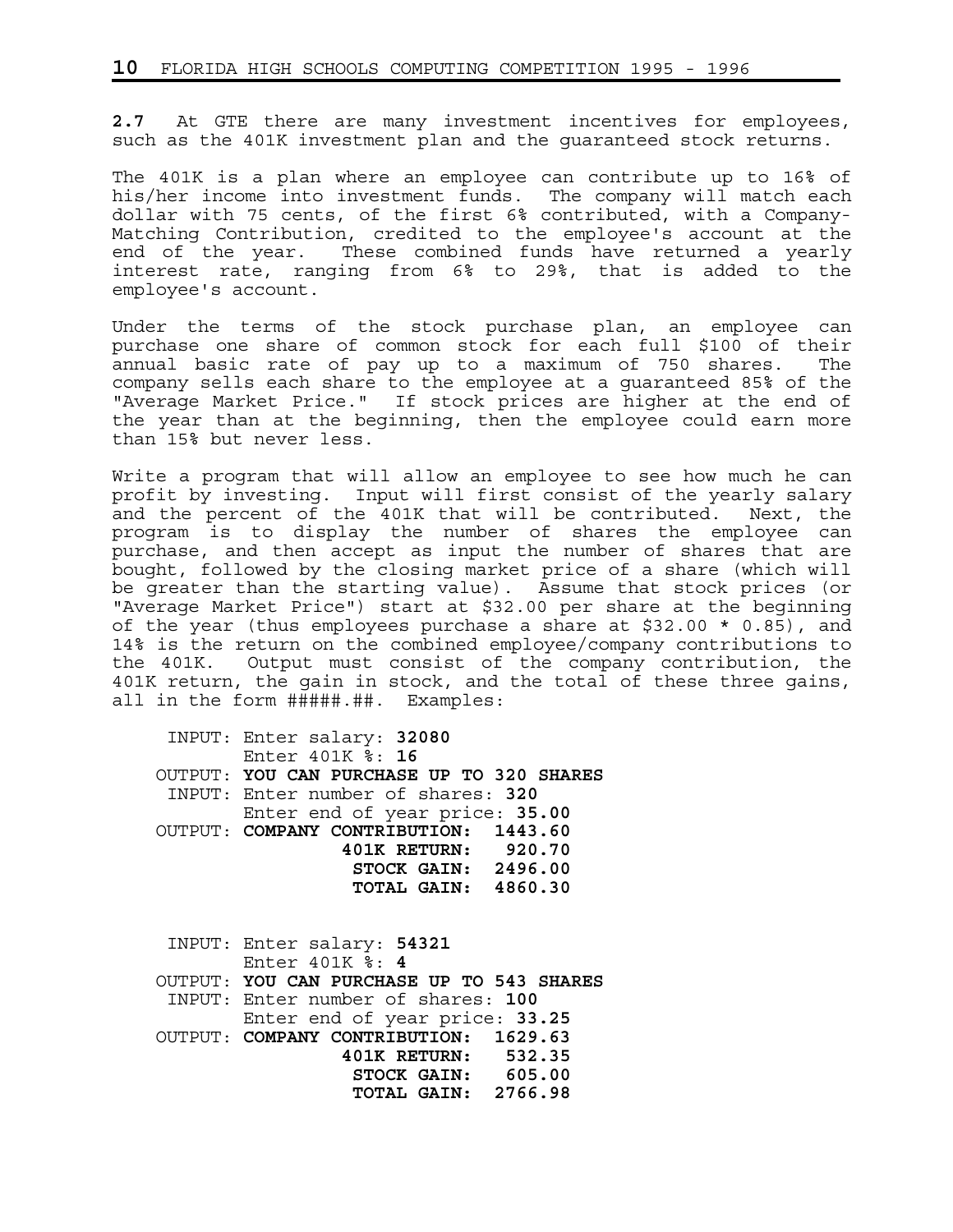**2.7** At GTE there are many investment incentives for employees, such as the 401K investment plan and the guaranteed stock returns.

The 401K is a plan where an employee can contribute up to 16% of his/her income into investment funds. The company will match each dollar with 75 cents, of the first 6% contributed, with a Company-Matching Contribution, credited to the employee's account at the end of the year. These combined funds have returned a yearly interest rate, ranging from 6% to 29%, that is added to the employee's account.

Under the terms of the stock purchase plan, an employee can purchase one share of common stock for each full $100 of their annual basic rate of pay up to a maximum of 750 shares. The company sells each share to the employee at a guaranteed 85% of the "Average Market Price." If stock prices are higher at the end of the year than at the beginning, then the employee could earn more than 15% but never less.

Write a program that will allow an employee to see how much he can profit by investing. Input will first consist of the yearly salary and the percent of the 401K that will be contributed. Next, the program is to display the number of shares the employee can purchase, and then accept as input the number of shares that are bought, followed by the closing market price of a share (which will be greater than the starting value). Assume that stock prices (or "Average Market Price") start at $32.00 per share at the beginning of the year (thus employees purchase a share at $32.00 * 0.85), and 14% is the return on the combined employee/company contributions to the 401K. Output must consist of the company contribution, the 401K return, the gain in stock, and the total of these three gains, all in the form #####.##. Examples:

```
 INPUT: Enter salary: 32080
        Enter 401K %: 16
OUTPUT: YOU CAN PURCHASE UP TO 320 SHARES
 INPUT: Enter number of shares: 320
        Enter end of year price: 35.00
OUTPUT: COMPANY CONTRIBUTION:  1443.60
                 401K RETURN:   920.70
                  STOCK GAIN:  2496.00
                  TOTAL GAIN:  4860.30


 INPUT: Enter salary: 54321
        Enter 401K %: 4
OUTPUT: YOU CAN PURCHASE UP TO 543 SHARES
 INPUT: Enter number of shares: 100
        Enter end of year price: 33.25
OUTPUT: COMPANY CONTRIBUTION:  1629.63
                 401K RETURN:   532.35
                  STOCK GAIN:   605.00
                  TOTAL GAIN:  2766.98
```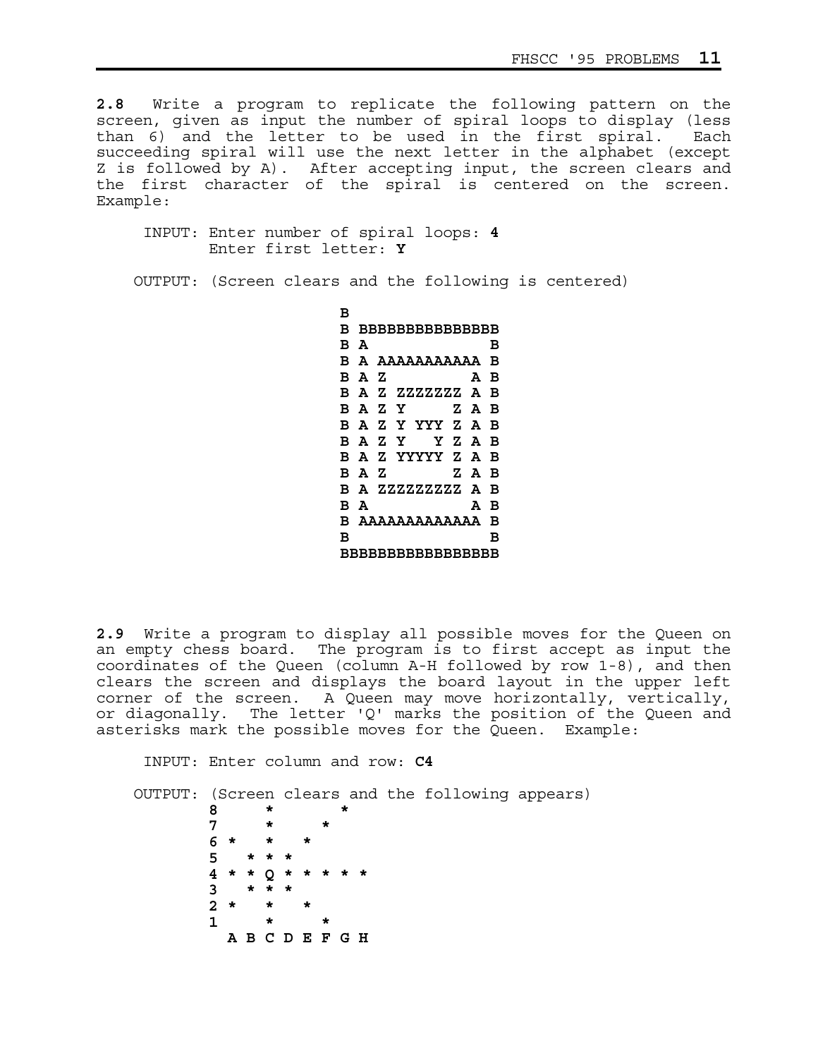**2.8** Write a program to replicate the following pattern on the screen, given as input the number of spiral loops to display (less than 6) and the letter to be used in the first spiral. Each succeeding spiral will use the next letter in the alphabet (except Z is followed by A). After accepting input, the screen clears and the first character of the spiral is centered on the screen. Example:

```
     INPUT: Enter number of spiral loops: 4
            Enter first letter: Y

    OUTPUT: (Screen clears and the following is centered)

                      B
                      B BBBBBBBBBBBBBB
                      B A            B
                      B A AAAAAAAAAA B
                      B A Z        A B
                      B A Z ZZZZZZ A B
                      B A Z Y    Z A B
                      B A Z Y YYY Z A B
                      B A Z Y   Y Z A B
                      B A Z YYYYY Z A B
                      B A Z       Z A B
                      B A ZZZZZZZZ A B
                      B A          A B
                      B AAAAAAAAAAAA B
                      B              B
                      BBBBBBBBBBBBBBBB
```

**2.9** Write a program to display all possible moves for the Queen on an empty chess board. The program is to first accept as input the coordinates of the Queen (column A-H followed by row 1-8), and then clears the screen and displays the board layout in the upper left corner of the screen. A Queen may move horizontally, vertically, or diagonally. The letter 'Q' marks the position of the Queen and asterisks mark the possible moves for the Queen. Example:

```
     INPUT: Enter column and row: C4

    OUTPUT: (Screen clears and the following appears)
          8     *         *
          7     *       *
          6 *   *     *
          5   * * *
          4 * * Q * * * * *
          3   * * *
          2 *   *   *
          1     *       *
            A B C D E F G H
```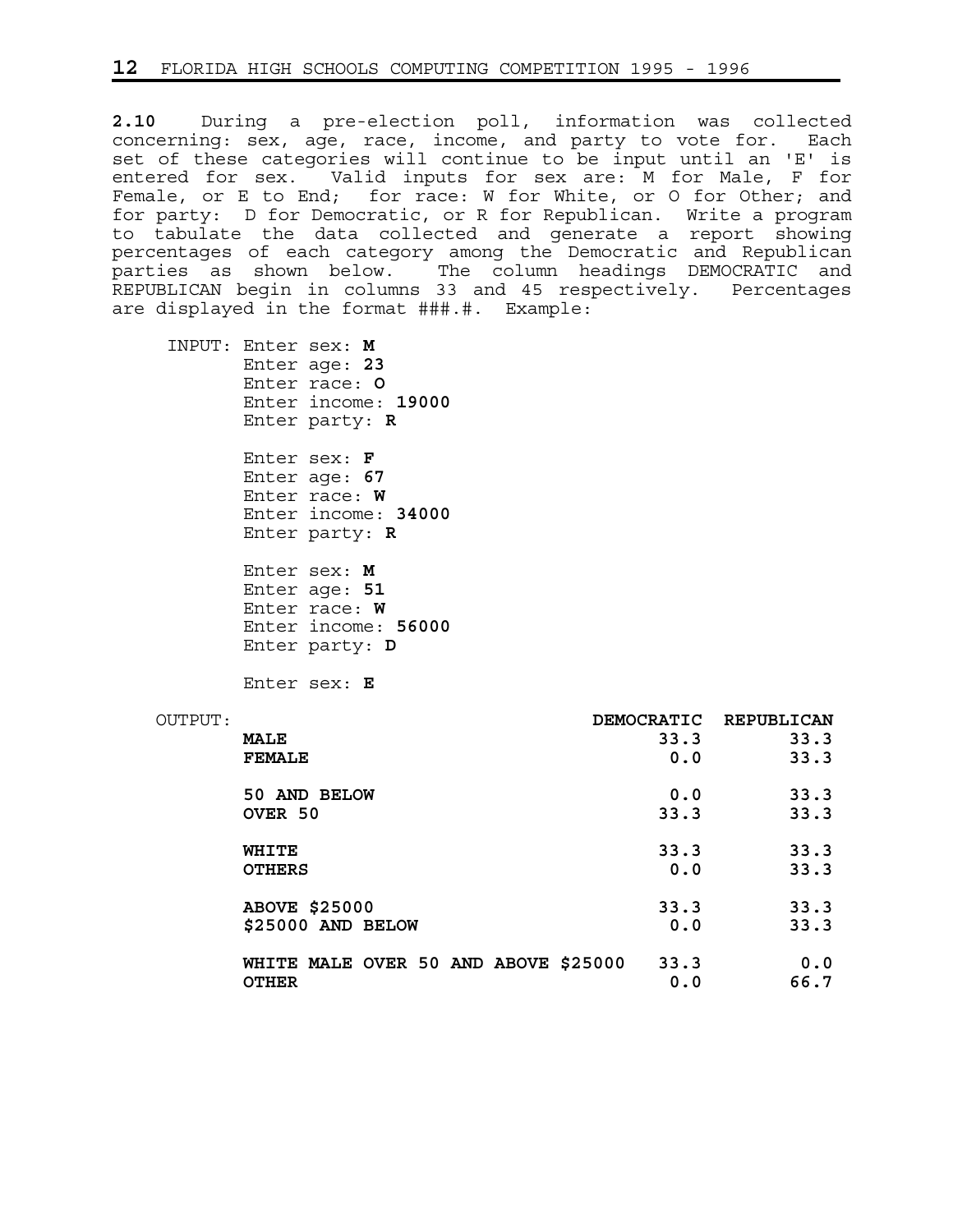**2.10** During a pre-election poll, information was collected concerning: sex, age, race, income, and party to vote for. Each set of these categories will continue to be input until an 'E' is entered for sex. Valid inputs for sex are: M for Male, F for Female, or E to End; for race: W for White, or O for Other; and for party: D for Democratic, or R for Republican. Write a program to tabulate the data collected and generate a report showing percentages of each category among the Democratic and Republican parties as shown below. The column headings DEMOCRATIC and REPUBLICAN begin in columns 33 and 45 respectively. Percentages are displayed in the format ###.#. Example:

```
INPUT: Enter sex: M
       Enter age: 23
       Enter race: O
       Enter income: 19000
       Enter party: R

       Enter sex: F
       Enter age: 67
       Enter race: W
       Enter income: 34000
       Enter party: R

       Enter sex: M
       Enter age: 51
       Enter race: W
       Enter income: 56000
       Enter party: D

       Enter sex: E
```

```
OUTPUT:                                 DEMOCRATIC  REPUBLICAN
       MALE                                   33.3        33.3
       FEMALE                                  0.0        33.3

       50 AND BELOW                            0.0        33.3
       OVER 50                                33.3        33.3

       WHITE                                  33.3        33.3
       OTHERS                                  0.0        33.3

       ABOVE $25000                           33.3        33.3
       $25000 AND BELOW                        0.0        33.3

       WHITE MALE OVER 50 AND ABOVE $25000    33.3         0.0
       OTHER                                   0.0        66.7
```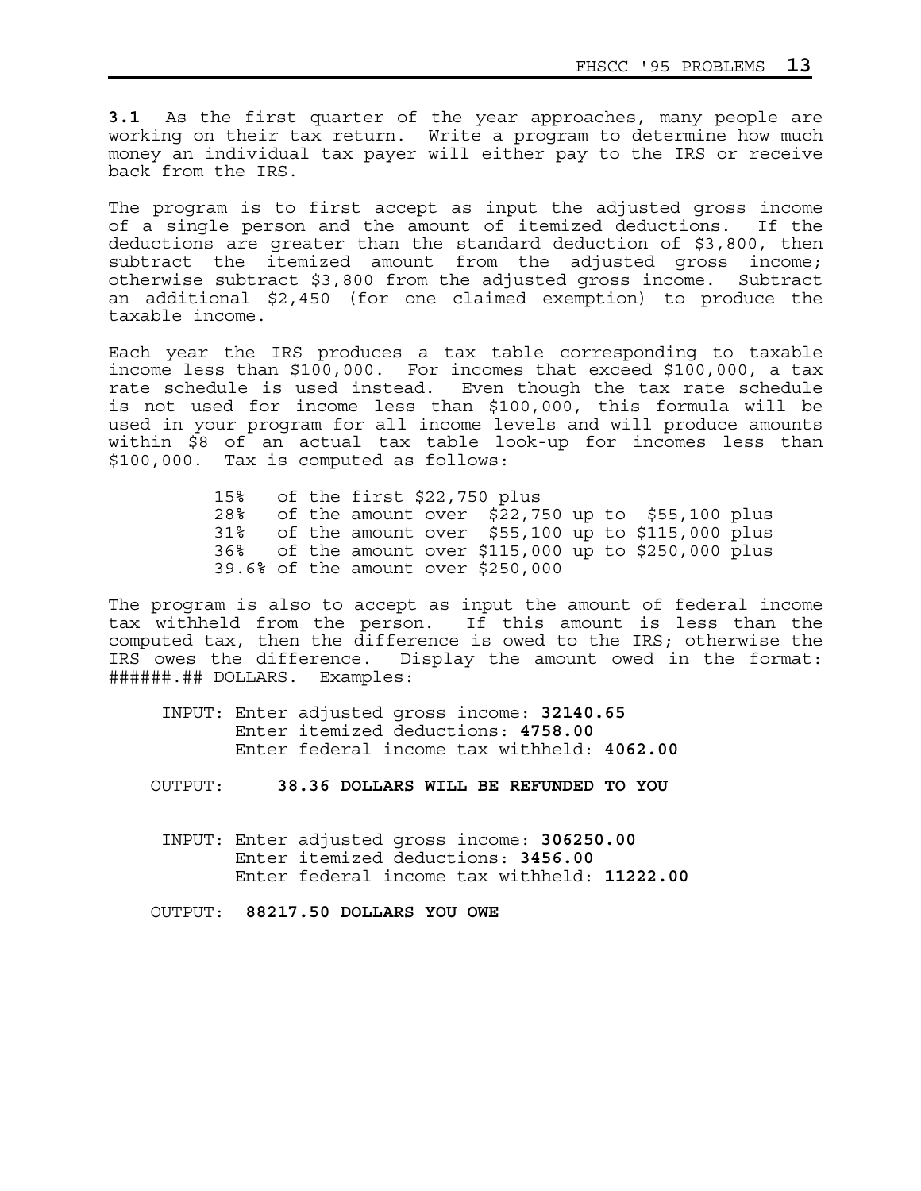**3.1** As the first quarter of the year approaches, many people are working on their tax return. Write a program to determine how much money an individual tax payer will either pay to the IRS or receive back from the IRS.

The program is to first accept as input the adjusted gross income of a single person and the amount of itemized deductions. If the deductions are greater than the standard deduction of $3,800, then subtract the itemized amount from the adjusted gross income; otherwise subtract $3,800 from the adjusted gross income. Subtract an additional $2,450 (for one claimed exemption) to produce the taxable income.

Each year the IRS produces a tax table corresponding to taxable income less than $100,000. For incomes that exceed $100,000, a tax rate schedule is used instead. Even though the tax rate schedule is not used for income less than $100,000, this formula will be used in your program for all income levels and will produce amounts within $8 of an actual tax table look-up for incomes less than $100,000. Tax is computed as follows:

```
15%   of the first $22,750 plus
28%   of the amount over  $22,750 up to  $55,100 plus
31%   of the amount over  $55,100 up to $115,000 plus
36%   of the amount over $115,000 up to $250,000 plus
39.6% of the amount over $250,000
```

The program is also to accept as input the amount of federal income tax withheld from the person. If this amount is less than the computed tax, then the difference is owed to the IRS; otherwise the IRS owes the difference. Display the amount owed in the format: ######.## DOLLARS. Examples:

```
INPUT: Enter adjusted gross income: 32140.65
       Enter itemized deductions: 4758.00
       Enter federal income tax withheld: 4062.00

OUTPUT:     38.36 DOLLARS WILL BE REFUNDED TO YOU


INPUT: Enter adjusted gross income: 306250.00
       Enter itemized deductions: 3456.00
       Enter federal income tax withheld: 11222.00

OUTPUT: 88217.50 DOLLARS YOU OWE
```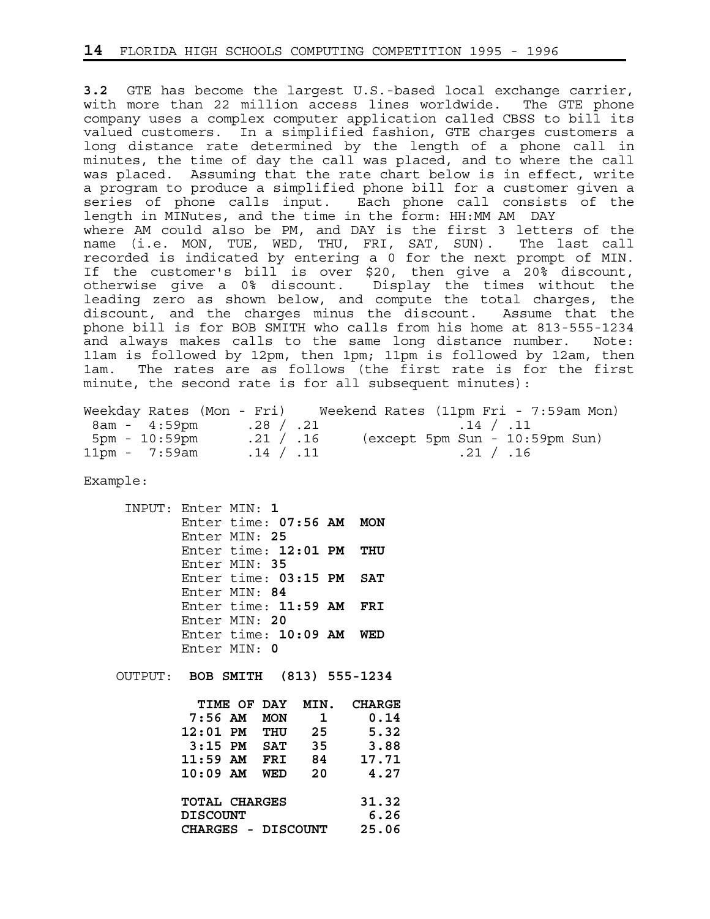**3.2** GTE has become the largest U.S.-based local exchange carrier, with more than 22 million access lines worldwide. The GTE phone company uses a complex computer application called CBSS to bill its valued customers. In a simplified fashion, GTE charges customers a long distance rate determined by the length of a phone call in minutes, the time of day the call was placed, and to where the call was placed. Assuming that the rate chart below is in effect, write a program to produce a simplified phone bill for a customer given a series of phone calls input. Each phone call consists of the length in MINutes, and the time in the form: HH:MM AM DAY where AM could also be PM, and DAY is the first 3 letters of the name (i.e. MON, TUE, WED, THU, FRI, SAT, SUN). The last call recorded is indicated by entering a 0 for the next prompt of MIN. If the customer's bill is over $20, then give a 20% discount, otherwise give a 0% discount. Display the times without the leading zero as shown below, and compute the total charges, the discount, and the charges minus the discount. Assume that the phone bill is for BOB SMITH who calls from his home at 813-555-1234 and always makes calls to the same long distance number. Note: 11am is followed by 12pm, then 1pm; 11pm is followed by 12am, then 1am. The rates are as follows (the first rate is for the first minute, the second rate is for all subsequent minutes):

```
Weekday Rates (Mon - Fri)    Weekend Rates (11pm Fri - 7:59am Mon)
 8am -  4:59pm     .28 / .21                 .14 / .11
 5pm - 10:59pm     .21 / .16      (except 5pm Sun - 10:59pm Sun)
11pm -  7:59am     .14 / .11                 .21 / .16
```

Example:

```
INPUT: Enter MIN: 1
       Enter time: 07:56 AM  MON
       Enter MIN: 25
       Enter time: 12:01 PM  THU
       Enter MIN: 35
       Enter time: 03:15 PM  SAT
       Enter MIN: 84
       Enter time: 11:59 AM  FRI
       Enter MIN: 20
       Enter time: 10:09 AM  WED
       Enter MIN: 0

OUTPUT: BOB SMITH  (813) 555-1234

         TIME OF DAY  MIN.  CHARGE
         7:56 AM  MON    1    0.14
        12:01 PM  THU   25    5.32
         3:15 PM  SAT   35    3.88
        11:59 AM  FRI   84   17.71
        10:09 AM  WED   20    4.27

        TOTAL CHARGES        31.32
        DISCOUNT              6.26
        CHARGES - DISCOUNT   25.06
```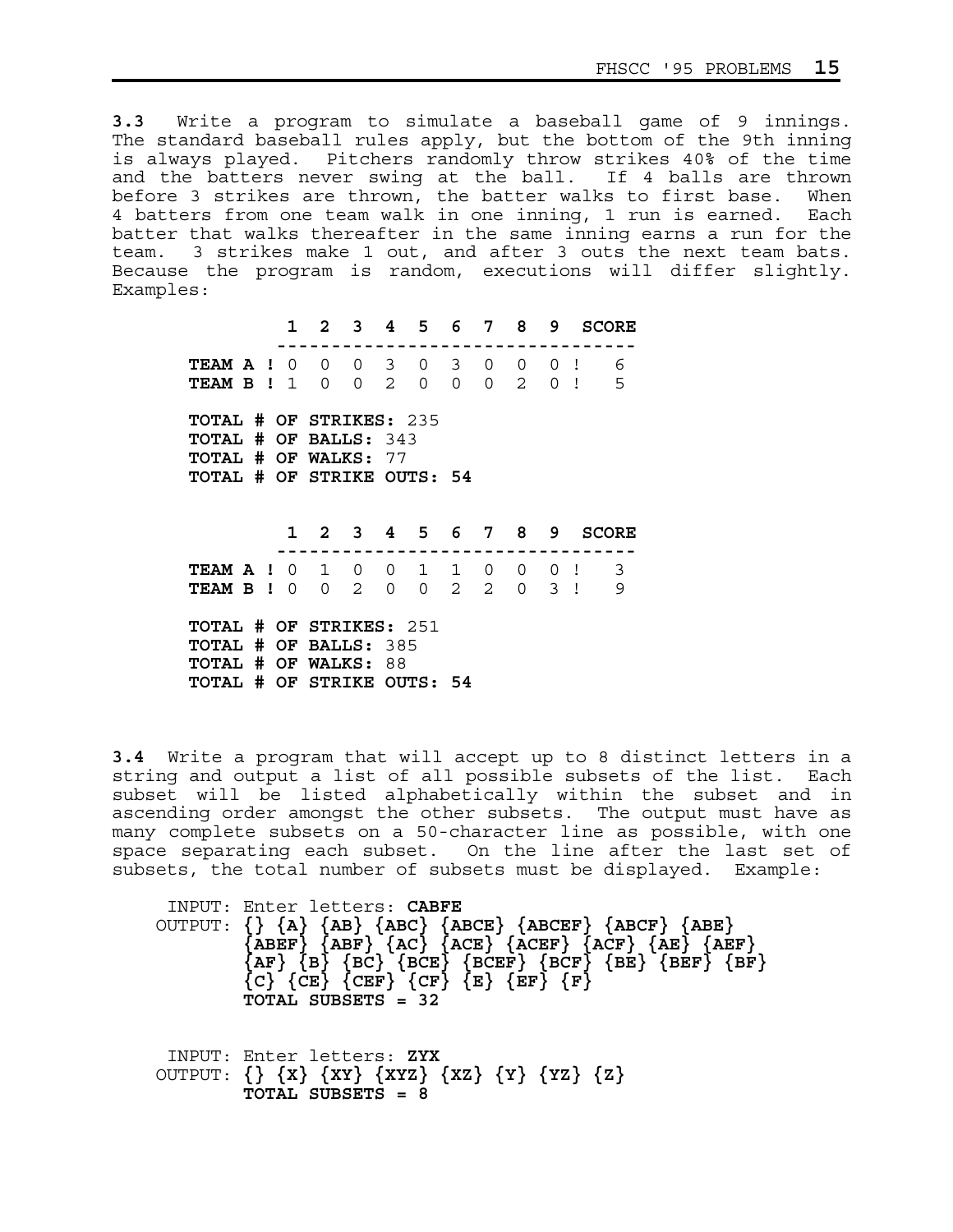**3.3** Write a program to simulate a baseball game of 9 innings. The standard baseball rules apply, but the bottom of the 9th inning is always played. Pitchers randomly throw strikes 40% of the time and the batters never swing at the ball. If 4 balls are thrown before 3 strikes are thrown, the batter walks to first base. When 4 batters from one team walk in one inning, 1 run is earned. Each batter that walks thereafter in the same inning earns a run for the team. 3 strikes make 1 out, and after 3 outs the next team bats. Because the program is random, executions will differ slightly. Examples:

```
          1  2  3  4  5  6  7  8  9  SCORE
         ---------------------------------
TEAM A ! 0  0  0  3  0  3  0  0  0 !   6
TEAM B ! 1  0  0  2  0  0  0  2  0 !   5

TOTAL # OF STRIKES: 235
TOTAL # OF BALLS: 343
TOTAL # OF WALKS: 77
TOTAL # OF STRIKE OUTS: 54
```

```
          1  2  3  4  5  6  7  8  9  SCORE
         ---------------------------------
TEAM A ! 0  1  0  0  1  1  0  0  0 !   3
TEAM B ! 0  0  2  0  0  2  2  0  3 !   9

TOTAL # OF STRIKES: 251
TOTAL # OF BALLS: 385
TOTAL # OF WALKS: 88
TOTAL # OF STRIKE OUTS: 54
```

**3.4** Write a program that will accept up to 8 distinct letters in a string and output a list of all possible subsets of the list. Each subset will be listed alphabetically within the subset and in ascending order amongst the other subsets. The output must have as many complete subsets on a 50-character line as possible, with one space separating each subset. On the line after the last set of subsets, the total number of subsets must be displayed. Example:

```
 INPUT: Enter letters: CABFE
OUTPUT: {} {A} {AB} {ABC} {ABCE} {ABCEF} {ABCF} {ABE}
        {ABEF} {ABF} {AC} {ACE} {ACEF} {ACF} {AE} {AEF}
        {AF} {B} {BC} {BCE} {BCEF} {BCF} {BE} {BEF} {BF}
        {C} {CE} {CEF} {CF} {E} {EF} {F}
        TOTAL SUBSETS = 32
```

```
 INPUT: Enter letters: ZYX
OUTPUT: {} {X} {XY} {XYZ} {XZ} {Y} {YZ} {Z}
        TOTAL SUBSETS = 8
```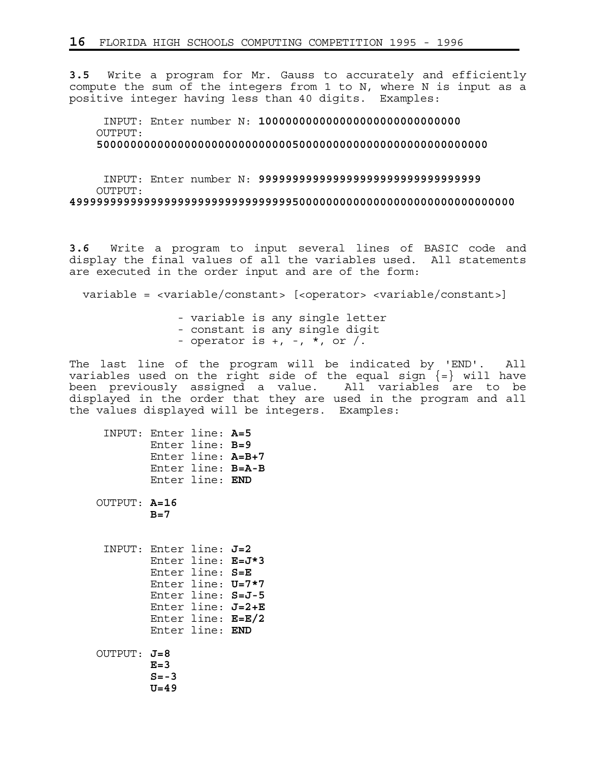**3.5** Write a program for Mr. Gauss to accurately and efficiently compute the sum of the integers from 1 to N, where N is input as a positive integer having less than 40 digits. Examples:

```
INPUT: Enter number N: 10000000000000000000000000000
OUTPUT:
500000000000000000000000000050000000000000000000000000000

INPUT: Enter number N: 99999999999999999999999999999999
OUTPUT:
4999999999999999999999999999999950000000000000000000000000000000
```

**3.6** Write a program to input several lines of BASIC code and display the final values of all the variables used. All statements are executed in the order input and are of the form:

```
variable = <variable/constant> [<operator> <variable/constant>]
```

- variable is any single letter
- constant is any single digit
- operator is +, -, *, or /.

The last line of the program will be indicated by 'END'. All variables used on the right side of the equal sign {=} will have been previously assigned a value. All variables are to be displayed in the order that they are used in the program and all the values displayed will be integers. Examples:

```
INPUT: Enter line: A=5
       Enter line: B=9
       Enter line: A=B+7
       Enter line: B=A-B
       Enter line: END

OUTPUT: A=16
        B=7


INPUT: Enter line: J=2
       Enter line: E=J*3
       Enter line: S=E
       Enter line: U=7*7
       Enter line: S=J-5
       Enter line: J=2+E
       Enter line: E=E/2
       Enter line: END

OUTPUT: J=8
        E=3
        S=-3
        U=49
```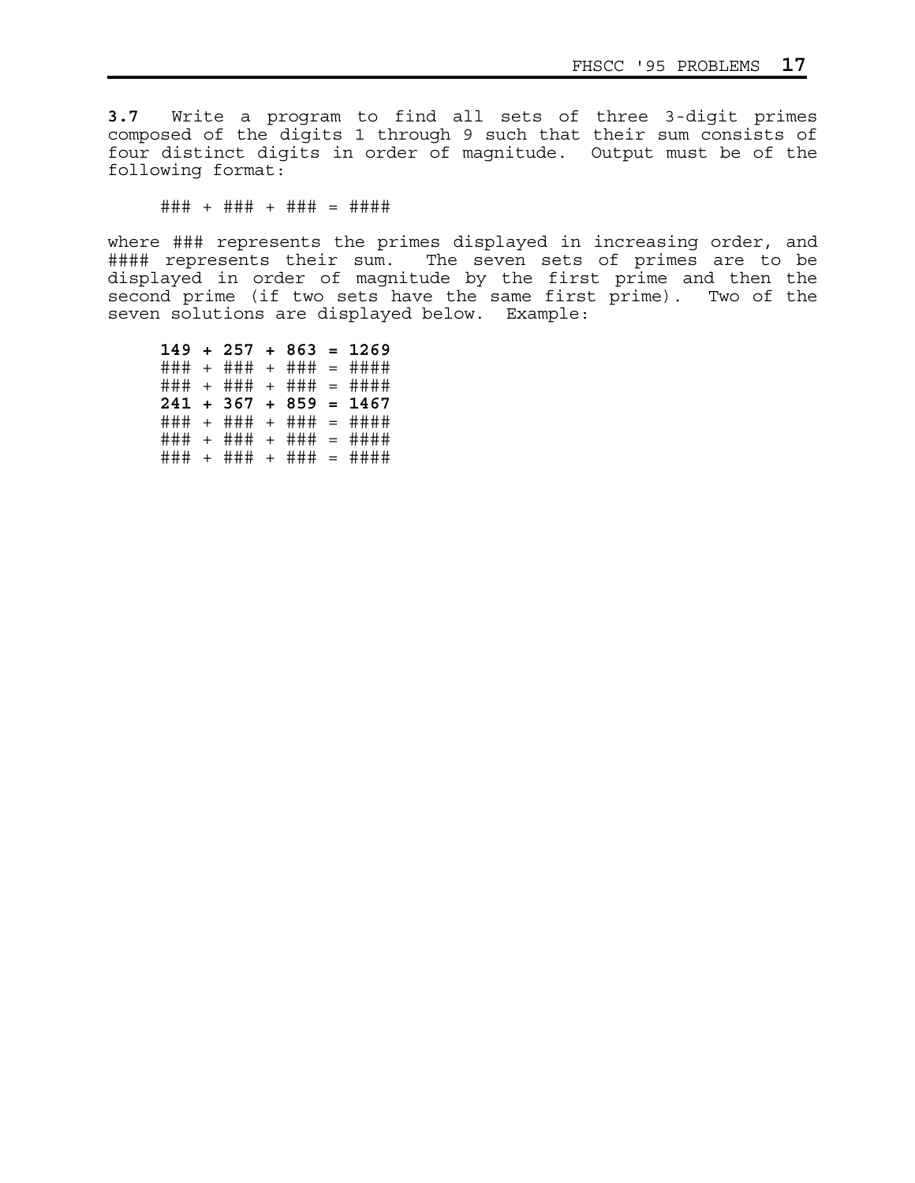**3.7** Write a program to find all sets of three 3-digit primes composed of the digits 1 through 9 such that their sum consists of four distinct digits in order of magnitude. Output must be of the following format:

```
### + ### + ### = ####
```

where ### represents the primes displayed in increasing order, and #### represents their sum. The seven sets of primes are to be displayed in order of magnitude by the first prime and then the second prime (if two sets have the same first prime). Two of the seven solutions are displayed below. Example:

```
149 + 257 + 863 = 1269
### + ### + ### = ####
### + ### + ### = ####
241 + 367 + 859 = 1467
### + ### + ### = ####
### + ### + ### = ####
### + ### + ### = ####
```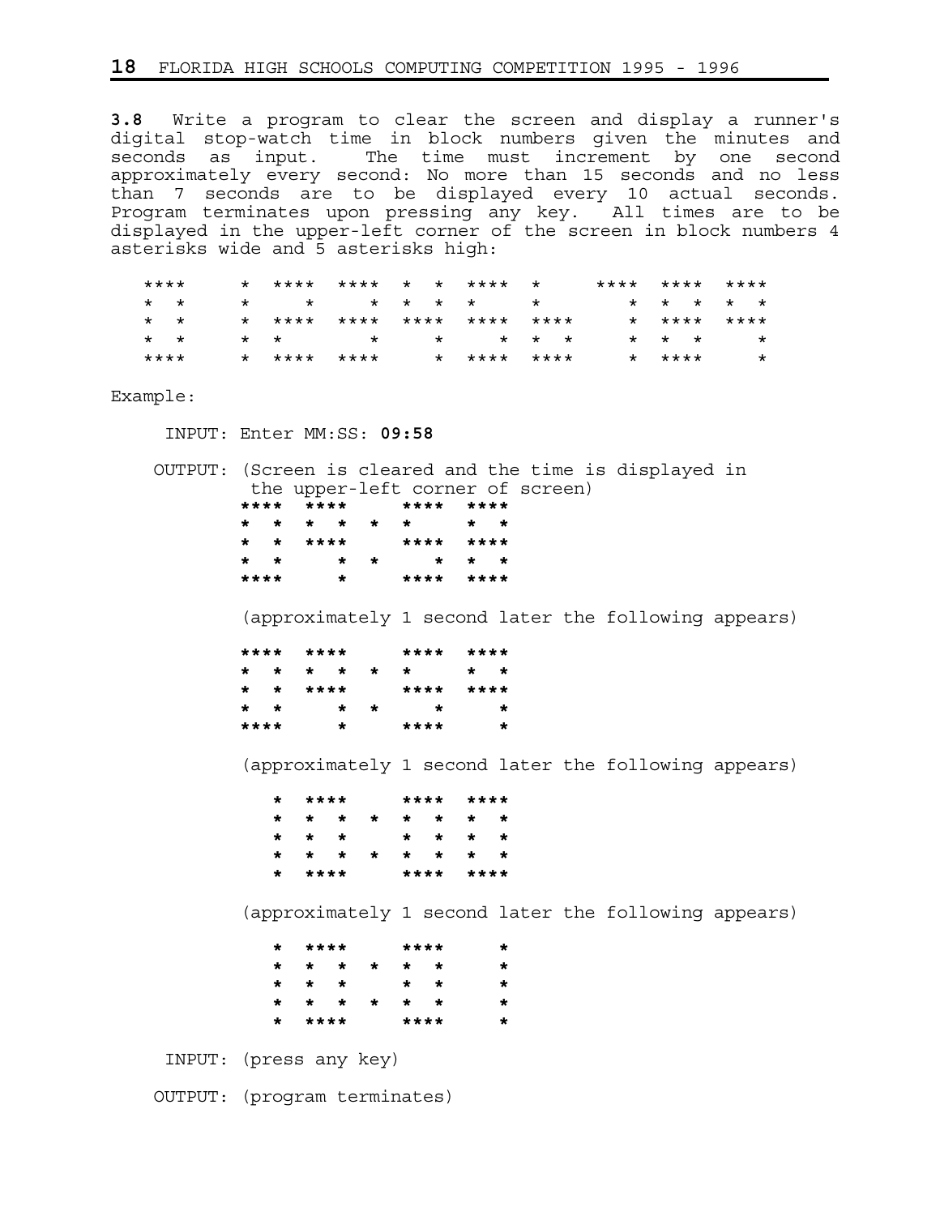**3.8** Write a program to clear the screen and display a runner's digital stop-watch time in block numbers given the minutes and seconds as input. The time must increment by one second approximately every second: No more than 15 seconds and no less than 7 seconds are to be displayed every 10 actual seconds. Program terminates upon pressing any key. All times are to be displayed in the upper-left corner of the screen in block numbers 4 asterisks wide and 5 asterisks high:

```
****     * **** **** *  * **** *    **** **** ****
*  *     *    *    * *  * *    *       * *  * *  *
*  *     * **** **** **** **** ****    * **** ****
*  *     * *       *    *    * *  *    * *  *    *
****     * **** ****    * **** ****    * ****    *
```

Example:

INPUT: Enter MM:SS: **09:58**

OUTPUT: (Screen is cleared and the time is displayed in the upper-left corner of screen)

```
**** ****    **** ****
*  * *  * *  *    *  *
*  * ****    **** ****
*  *    * *     * *  *
****    *    **** ****
```

(approximately 1 second later the following appears)

```
**** ****    **** ****
*  * *  * *  *    *  *
*  * ****    **** ****
*  *    * *     *    *
****    *    ****    *
```

(approximately 1 second later the following appears)

```
   * ****    **** ****
   * *  * *  *  * *  *
   * *  *    *  * *  *
   * *  * *  *  * *  *
   * ****    **** ****
```

(approximately 1 second later the following appears)

```
   * ****    ****    *
   * *  * *  *  *    *
   * *  *    *  *    *
   * *  * *  *  *    *
   * ****    ****    *
```

INPUT: (press any key)

OUTPUT: (program terminates)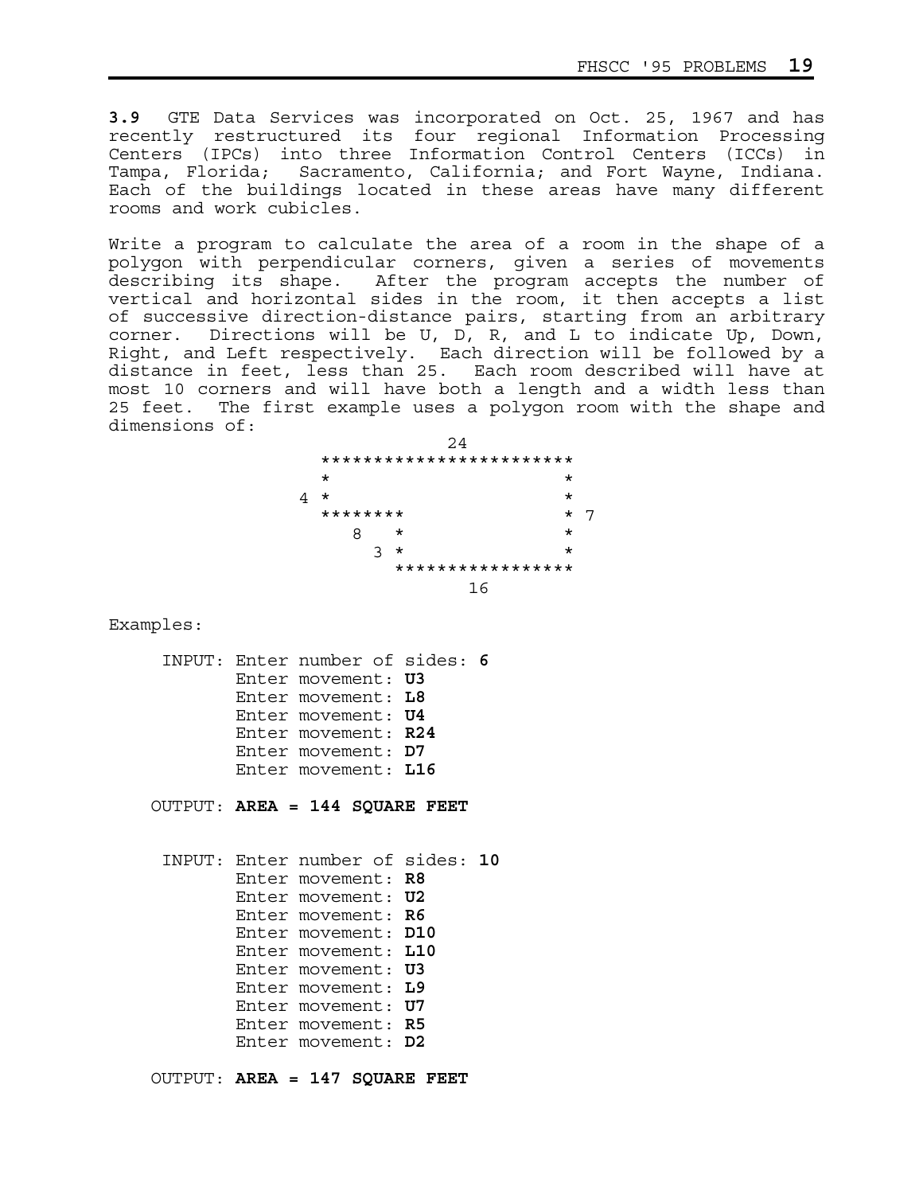**3.9** GTE Data Services was incorporated on Oct. 25, 1967 and has recently restructured its four regional Information Processing Centers (IPCs) into three Information Control Centers (ICCs) in Tampa, Florida; Sacramento, California; and Fort Wayne, Indiana. Each of the buildings located in these areas have many different rooms and work cubicles.

Write a program to calculate the area of a room in the shape of a polygon with perpendicular corners, given a series of movements describing its shape. After the program accepts the number of vertical and horizontal sides in the room, it then accepts a list of successive direction-distance pairs, starting from an arbitrary corner. Directions will be U, D, R, and L to indicate Up, Down, Right, and Left respectively. Each direction will be followed by a distance in feet, less than 25. Each room described will have at most 10 corners and will have both a length and a width less than 25 feet. The first example uses a polygon room with the shape and dimensions of:

```
                   24
      ************************
      *                      *
    4 *                      *
      ********               * 7
         8   *               *
           3 *               *
             *****************
                    16
```

Examples:

```
     INPUT: Enter number of sides: 6
            Enter movement: U3
            Enter movement: L8
            Enter movement: U4
            Enter movement: R24
            Enter movement: D7
            Enter movement: L16

    OUTPUT: AREA = 144 SQUARE FEET


     INPUT: Enter number of sides: 10
            Enter movement: R8
            Enter movement: U2
            Enter movement: R6
            Enter movement: D10
            Enter movement: L10
            Enter movement: U3
            Enter movement: L9
            Enter movement: U7
            Enter movement: R5
            Enter movement: D2

    OUTPUT: AREA = 147 SQUARE FEET
```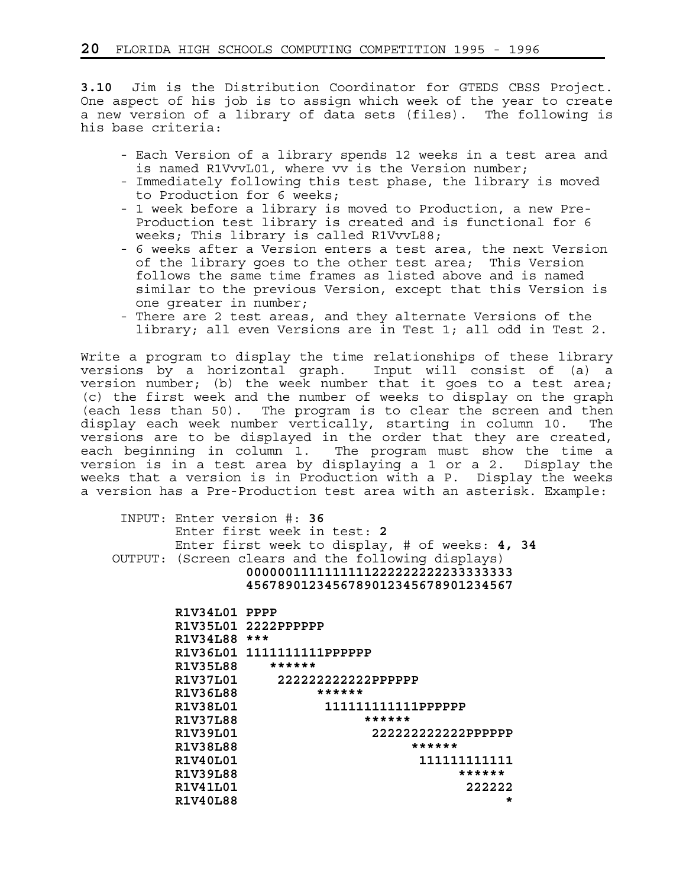**3.10** Jim is the Distribution Coordinator for GTEDS CBSS Project. One aspect of his job is to assign which week of the year to create a new version of a library of data sets (files). The following is his base criteria:

- Each Version of a library spends 12 weeks in a test area and is named R1VvvL01, where vv is the Version number;
- Immediately following this test phase, the library is moved to Production for 6 weeks;
- 1 week before a library is moved to Production, a new Pre-Production test library is created and is functional for 6 weeks; This library is called R1VvvL88;
- 6 weeks after a Version enters a test area, the next Version of the library goes to the other test area; This Version follows the same time frames as listed above and is named similar to the previous Version, except that this Version is one greater in number;
- There are 2 test areas, and they alternate Versions of the library; all even Versions are in Test 1; all odd in Test 2.

Write a program to display the time relationships of these library versions by a horizontal graph. Input will consist of (a) a version number; (b) the week number that it goes to a test area; (c) the first week and the number of weeks to display on the graph (each less than 50). The program is to clear the screen and then display each week number vertically, starting in column 10. The versions are to be displayed in the order that they are created, each beginning in column 1. The program must show the time a version is in a test area by displaying a 1 or a 2. Display the weeks that a version is in Production with a P. Display the weeks a version has a Pre-Production test area with an asterisk. Example:

```
 INPUT: Enter version #: 36
        Enter first week in test: 2
        Enter first week to display, # of weeks: 4, 34
OUTPUT: (Screen clears and the following displays)
                 0000001111111111222222222233333333
                 4567890123456789012345678901234567

        R1V34L01 PPPP
        R1V35L01 2222PPPPPP
        R1V34L88 ***
        R1V36L01 1111111111PPPPPP
        R1V35L88    ******
        R1V37L01     222222222222PPPPPP
        R1V36L88          ******
        R1V38L01           111111111111PPPPPP
        R1V37L88                ******
        R1V39L01                 222222222222PPPPPP
        R1V38L88                      ******
        R1V40L01                       111111111111
        R1V39L88                            ******
        R1V41L01                             222222
        R1V40L88                                  *
```